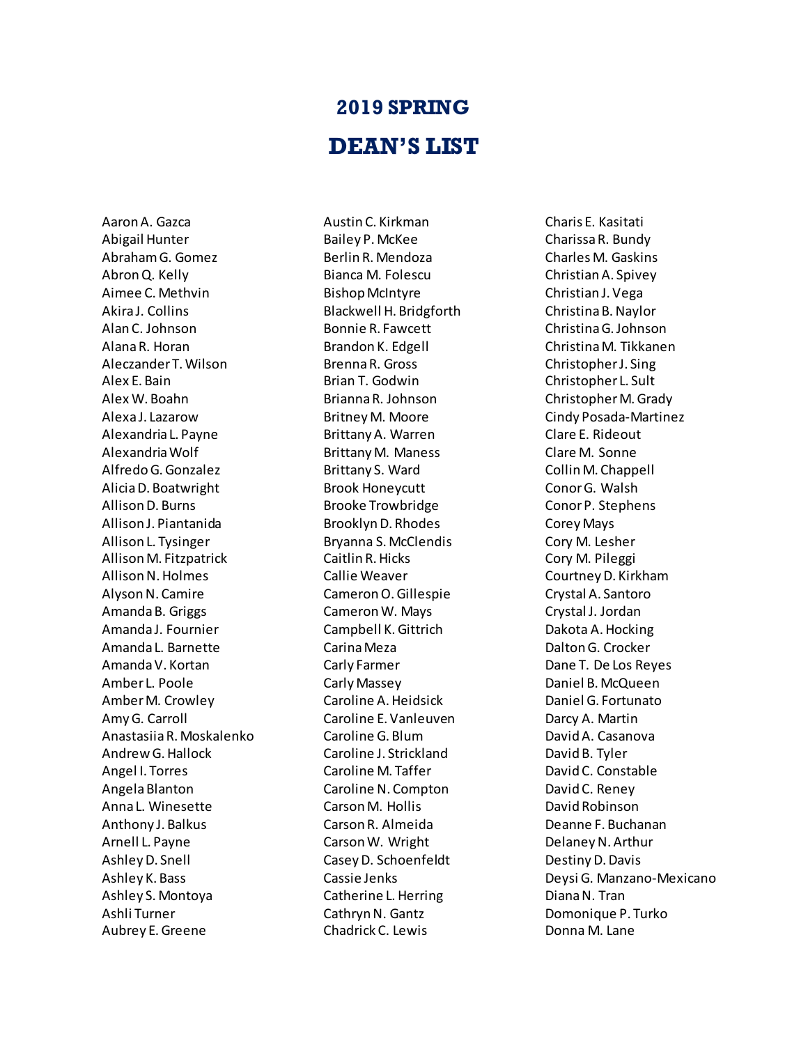# 2019 SPRING

# DEAN'S LIST

Aaron A. Gazca
Abigail Hunter
Abraham G. Gomez
Abron Q. Kelly
Aimee C. Methvin
Akira J. Collins
Alan C. Johnson
Alana R. Horan
Aleczander T. Wilson
Alex E. Bain
Alex W. Boahn
Alexa J. Lazarow
Alexandria L. Payne
Alexandria Wolf
Alfredo G. Gonzalez
Alicia D. Boatwright
Allison D. Burns
Allison J. Piantanida
Allison L. Tysinger
Allison M. Fitzpatrick
Allison N. Holmes
Alyson N. Camire
Amanda B. Griggs
Amanda J. Fournier
Amanda L. Barnette
Amanda V. Kortan
Amber L. Poole
Amber M. Crowley
Amy G. Carroll
Anastasiia R. Moskalenko
Andrew G. Hallock
Angel I. Torres
Angela Blanton
Anna L. Winesette
Anthony J. Balkus
Arnell L. Payne
Ashley D. Snell
Ashley K. Bass
Ashley S. Montoya
Ashli Turner
Aubrey E. Greene
Austin C. Kirkman
Bailey P. McKee
Berlin R. Mendoza
Bianca M. Folescu
Bishop McIntyre
Blackwell H. Bridgforth
Bonnie R. Fawcett
Brandon K. Edgell
Brenna R. Gross
Brian T. Godwin
Brianna R. Johnson
Britney M. Moore
Brittany A. Warren
Brittany M. Maness
Brittany S. Ward
Brook Honeycutt
Brooke Trowbridge
Brooklyn D. Rhodes
Bryanna S. McClendis
Caitlin R. Hicks
Callie Weaver
Cameron O. Gillespie
Cameron W. Mays
Campbell K. Gittrich
Carina Meza
Carly Farmer
Carly Massey
Caroline A. Heidsick
Caroline E. Vanleuven
Caroline G. Blum
Caroline J. Strickland
Caroline M. Taffer
Caroline N. Compton
Carson M. Hollis
Carson R. Almeida
Carson W. Wright
Casey D. Schoenfeldt
Cassie Jenks
Catherine L. Herring
Cathryn N. Gantz
Chadrick C. Lewis
Charis E. Kasitati
Charissa R. Bundy
Charles M. Gaskins
Christian A. Spivey
Christian J. Vega
Christina B. Naylor
Christina G. Johnson
Christina M. Tikkanen
Christopher J. Sing
Christopher L. Sult
Christopher M. Grady
Cindy Posada-Martinez
Clare E. Rideout
Clare M. Sonne
Collin M. Chappell
Conor G. Walsh
Conor P. Stephens
Corey Mays
Cory M. Lesher
Cory M. Pileggi
Courtney D. Kirkham
Crystal A. Santoro
Crystal J. Jordan
Dakota A. Hocking
Dalton G. Crocker
Dane T. De Los Reyes
Daniel B. McQueen
Daniel G. Fortunato
Darcy A. Martin
David A. Casanova
David B. Tyler
David C. Constable
David C. Reney
David Robinson
Deanne F. Buchanan
Delaney N. Arthur
Destiny D. Davis
Deysi G. Manzano-Mexicano
Diana N. Tran
Domonique P. Turko
Donna M. Lane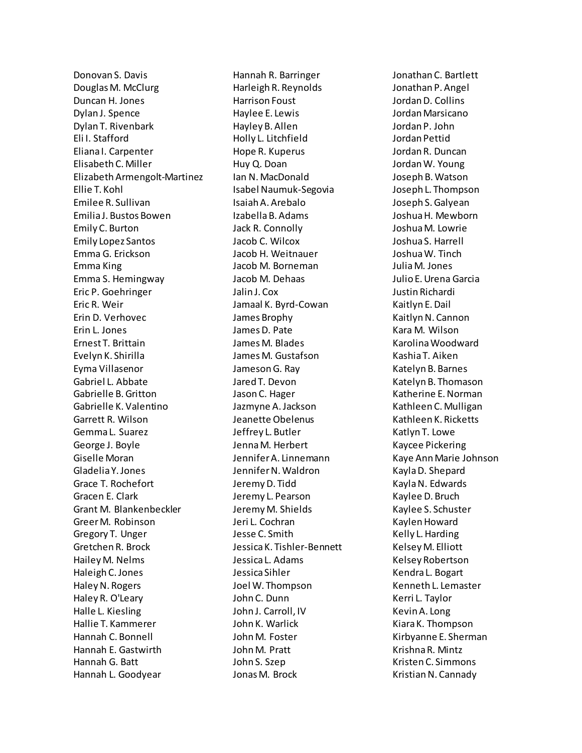Donovan S. Davis
Douglas M. McClurg
Duncan H. Jones
Dylan J. Spence
Dylan T. Rivenbark
Eli I. Stafford
Eliana I. Carpenter
Elisabeth C. Miller
Elizabeth Armengolt-Martinez
Ellie T. Kohl
Emilee R. Sullivan
Emilia J. Bustos Bowen
Emily C. Burton
Emily Lopez Santos
Emma G. Erickson
Emma King
Emma S. Hemingway
Eric P. Goehringer
Eric R. Weir
Erin D. Verhovec
Erin L. Jones
Ernest T. Brittain
Evelyn K. Shirilla
Eyma Villasenor
Gabriel L. Abbate
Gabrielle B. Gritton
Gabrielle K. Valentino
Garrett R. Wilson
Gemma L. Suarez
George J. Boyle
Giselle Moran
Gladelia Y. Jones
Grace T. Rochefort
Gracen E. Clark
Grant M. Blankenbeckler
Greer M. Robinson
Gregory T. Unger
Gretchen R. Brock
Hailey M. Nelms
Haleigh C. Jones
Haley N. Rogers
Haley R. O'Leary
Halle L. Kiesling
Hallie T. Kammerer
Hannah C. Bonnell
Hannah E. Gastwirth
Hannah G. Batt
Hannah L. Goodyear
Hannah R. Barringer
Harleigh R. Reynolds
Harrison Foust
Haylee E. Lewis
Hayley B. Allen
Holly L. Litchfield
Hope R. Kuperus
Huy Q. Doan
Ian N. MacDonald
Isabel Naumuk-Segovia
Isaiah A. Arebalo
Izabella B. Adams
Jack R. Connolly
Jacob C. Wilcox
Jacob H. Weitnauer
Jacob M. Borneman
Jacob M. Dehaas
Jalin J. Cox
Jamaal K. Byrd-Cowan
James Brophy
James D. Pate
James M. Blades
James M. Gustafson
Jameson G. Ray
Jared T. Devon
Jason C. Hager
Jazmyne A. Jackson
Jeanette Obelenus
Jeffrey L. Butler
Jenna M. Herbert
Jennifer A. Linnemann
Jennifer N. Waldron
Jeremy D. Tidd
Jeremy L. Pearson
Jeremy M. Shields
Jeri L. Cochran
Jesse C. Smith
Jessica K. Tishler-Bennett
Jessica L. Adams
Jessica Sihler
Joel W. Thompson
John C. Dunn
John J. Carroll, IV
John K. Warlick
John M. Foster
John M. Pratt
John S. Szep
Jonas M. Brock
Jonathan C. Bartlett
Jonathan P. Angel
Jordan D. Collins
Jordan Marsicano
Jordan P. John
Jordan Pettid
Jordan R. Duncan
Jordan W. Young
Joseph B. Watson
Joseph L. Thompson
Joseph S. Galyean
Joshua H. Mewborn
Joshua M. Lowrie
Joshua S. Harrell
Joshua W. Tinch
Julia M. Jones
Julio E. Urena Garcia
Justin Richardi
Kaitlyn E. Dail
Kaitlyn N. Cannon
Kara M. Wilson
Karolina Woodward
Kashia T. Aiken
Katelyn B. Barnes
Katelyn B. Thomason
Katherine E. Norman
Kathleen C. Mulligan
Kathleen K. Ricketts
Katlyn T. Lowe
Kaycee Pickering
Kaye Ann Marie Johnson
Kayla D. Shepard
Kayla N. Edwards
Kaylee D. Bruch
Kaylee S. Schuster
Kaylen Howard
Kelly L. Harding
Kelsey M. Elliott
Kelsey Robertson
Kendra L. Bogart
Kenneth L. Lemaster
Kerri L. Taylor
Kevin A. Long
Kiara K. Thompson
Kirbyanne E. Sherman
Krishna R. Mintz
Kristen C. Simmons
Kristian N. Cannady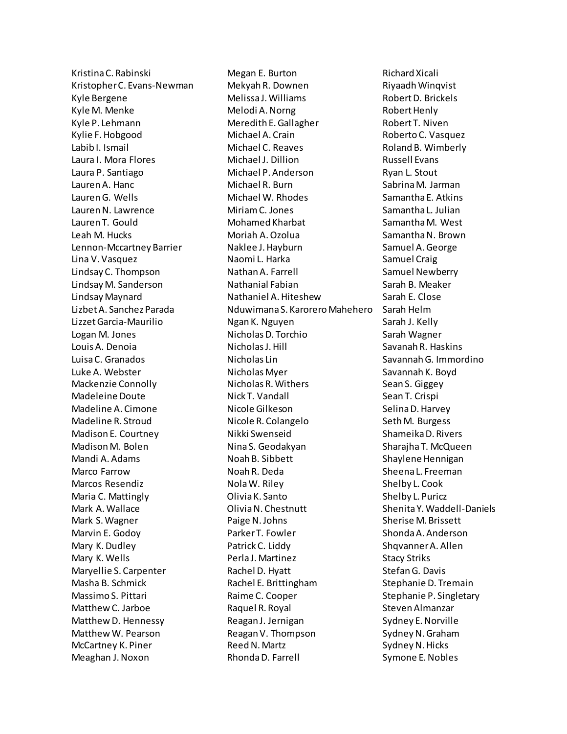Kristina C. Rabinski
Kristopher C. Evans-Newman
Kyle Bergene
Kyle M. Menke
Kyle P. Lehmann
Kylie F. Hobgood
Labib I. Ismail
Laura I. Mora Flores
Laura P. Santiago
Lauren A. Hanc
Lauren G. Wells
Lauren N. Lawrence
Lauren T. Gould
Leah M. Hucks
Lennon-Mccartney Barrier
Lina V. Vasquez
Lindsay C. Thompson
Lindsay M. Sanderson
Lindsay Maynard
Lizbet A. Sanchez Parada
Lizzet Garcia-Maurilio
Logan M. Jones
Louis A. Denoia
Luisa C. Granados
Luke A. Webster
Mackenzie Connolly
Madeleine Doute
Madeline A. Cimone
Madeline R. Stroud
Madison E. Courtney
Madison M. Bolen
Mandi A. Adams
Marco Farrow
Marcos Resendiz
Maria C. Mattingly
Mark A. Wallace
Mark S. Wagner
Marvin E. Godoy
Mary K. Dudley
Mary K. Wells
Maryellie S. Carpenter
Masha B. Schmick
Massimo S. Pittari
Matthew C. Jarboe
Matthew D. Hennessy
Matthew W. Pearson
McCartney K. Piner
Meaghan J. Noxon
Megan E. Burton
Mekyah R. Downen
Melissa J. Williams
Melodi A. Norng
Meredith E. Gallagher
Michael A. Crain
Michael C. Reaves
Michael J. Dillion
Michael P. Anderson
Michael R. Burn
Michael W. Rhodes
Miriam C. Jones
Mohamed Kharbat
Moriah A. Ozolua
Naklee J. Hayburn
Naomi L. Harka
Nathan A. Farrell
Nathanial Fabian
Nathaniel A. Hiteshew
Nduwimana S. Karorero Mahehero
Ngan K. Nguyen
Nicholas D. Torchio
Nicholas J. Hill
Nicholas Lin
Nicholas Myer
Nicholas R. Withers
Nick T. Vandall
Nicole Gilkeson
Nicole R. Colangelo
Nikki Swenseid
Nina S. Geodakyan
Noah B. Sibbett
Noah R. Deda
Nola W. Riley
Olivia K. Santo
Olivia N. Chestnutt
Paige N. Johns
Parker T. Fowler
Patrick C. Liddy
Perla J. Martinez
Rachel D. Hyatt
Rachel E. Brittingham
Raime C. Cooper
Raquel R. Royal
Reagan J. Jernigan
Reagan V. Thompson
Reed N. Martz
Rhonda D. Farrell
Richard Xicali
Riyaadh Winqvist
Robert D. Brickels
Robert Henly
Robert T. Niven
Roberto C. Vasquez
Roland B. Wimberly
Russell Evans
Ryan L. Stout
Sabrina M. Jarman
Samantha E. Atkins
Samantha L. Julian
Samantha M. West
Samantha N. Brown
Samuel A. George
Samuel Craig
Samuel Newberry
Sarah B. Meaker
Sarah E. Close
Sarah Helm
Sarah J. Kelly
Sarah Wagner
Savanah R. Haskins
Savannah G. Immordino
Savannah K. Boyd
Sean S. Giggey
Sean T. Crispi
Selina D. Harvey
Seth M. Burgess
Shameika D. Rivers
Sharajha T. McQueen
Shaylene Hennigan
Sheena L. Freeman
Shelby L. Cook
Shelby L. Puricz
Shenita Y. Waddell-Daniels
Sherise M. Brissett
Shonda A. Anderson
Shqvanner A. Allen
Stacy Striks
Stefan G. Davis
Stephanie D. Tremain
Stephanie P. Singletary
Steven Almanzar
Sydney E. Norville
Sydney N. Graham
Sydney N. Hicks
Symone E. Nobles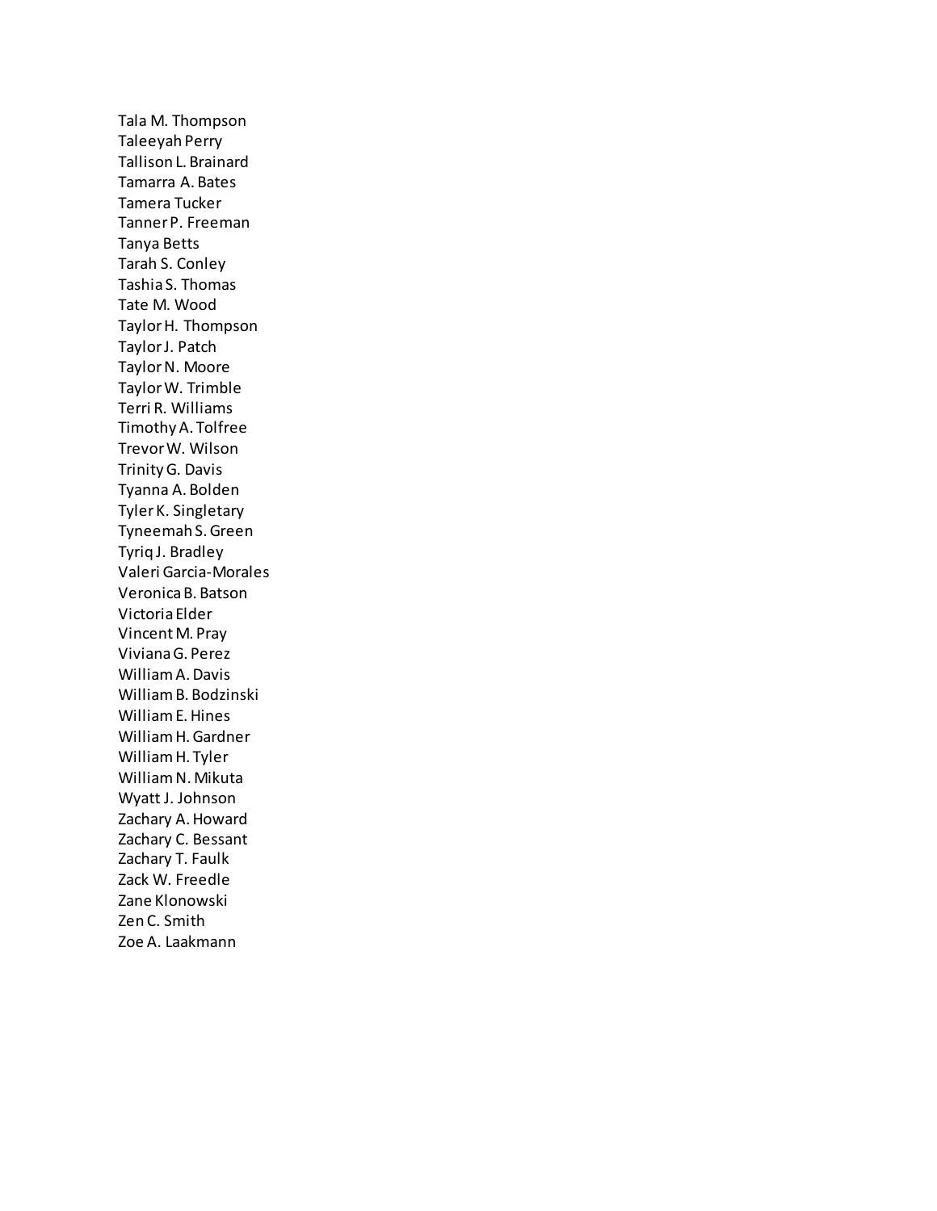Tala M. Thompson
Taleeyah Perry
Tallison L. Brainard
Tamarra A. Bates
Tamera Tucker
Tanner P. Freeman
Tanya Betts
Tarah S. Conley
Tashia S. Thomas
Tate M. Wood
Taylor H. Thompson
Taylor J. Patch
Taylor N. Moore
Taylor W. Trimble
Terri R. Williams
Timothy A. Tolfree
Trevor W. Wilson
Trinity G. Davis
Tyanna A. Bolden
Tyler K. Singletary
Tyneemah S. Green
Tyriq J. Bradley
Valeri Garcia-Morales
Veronica B. Batson
Victoria Elder
Vincent M. Pray
Viviana G. Perez
William A. Davis
William B. Bodzinski
William E. Hines
William H. Gardner
William H. Tyler
William N. Mikuta
Wyatt J. Johnson
Zachary A. Howard
Zachary C. Bessant
Zachary T. Faulk
Zack W. Freedle
Zane Klonowski
Zen C. Smith
Zoe A. Laakmann